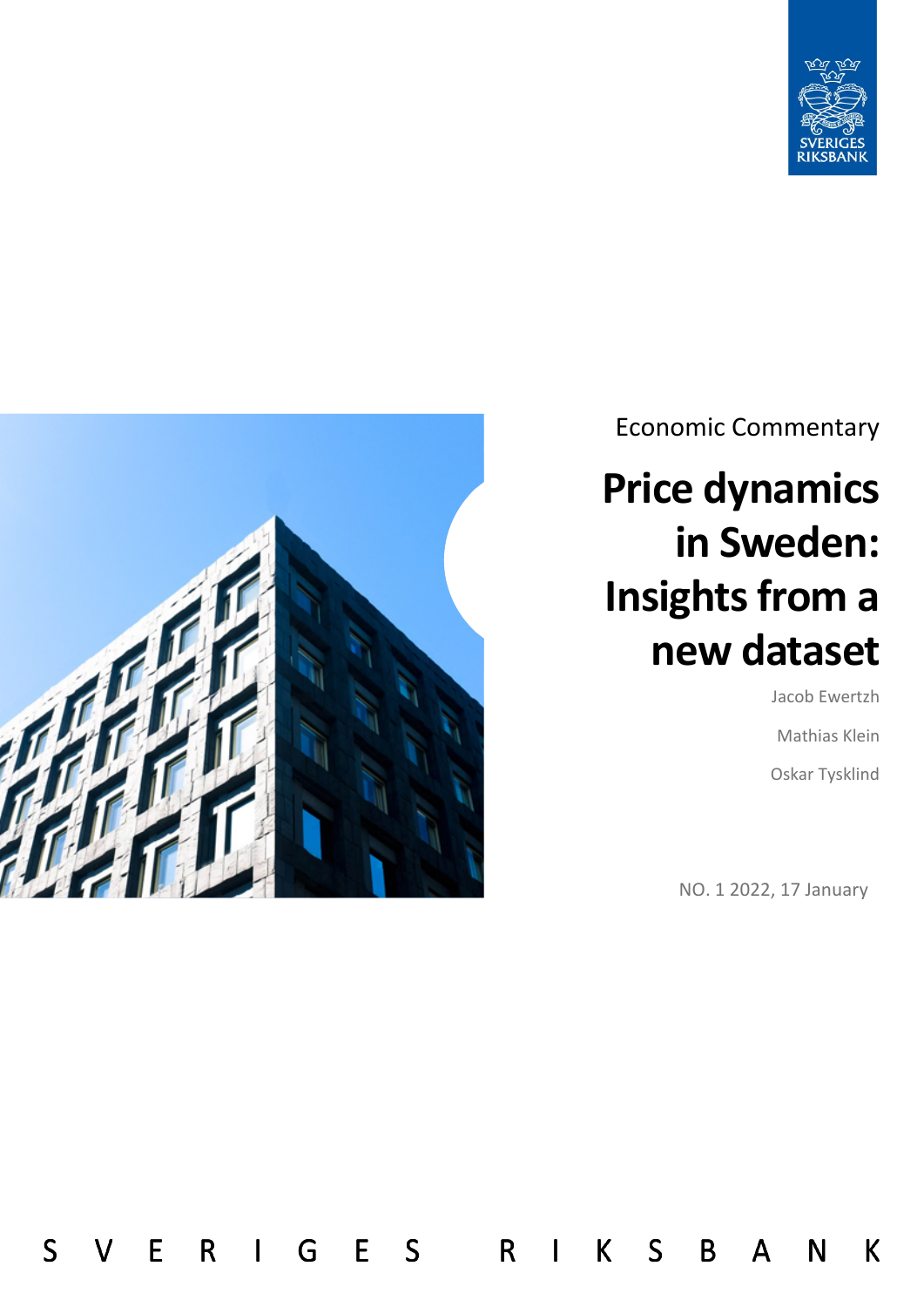Economic Commentary

# Price dynamics in Sweden: Insights from a new dataset

Jacob Ewertzh

Mathias Klein

Oskar Tysklind

NO. 1 2022, 17 January

SVERIGES RIKSBANK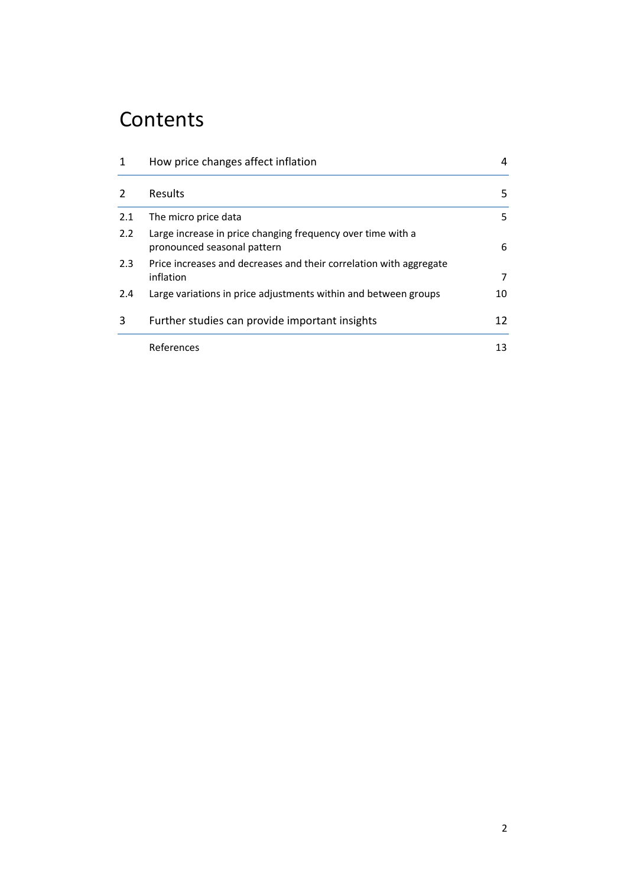# Contents

| | | |
|---|---|---|
| 1 | How price changes affect inflation | 4 |
| 2 | Results | 5 |
| 2.1 | The micro price data | 5 |
| 2.2 | Large increase in price changing frequency over time with a pronounced seasonal pattern | 6 |
| 2.3 | Price increases and decreases and their correlation with aggregate inflation | 7 |
| 2.4 | Large variations in price adjustments within and between groups | 10 |
| 3 | Further studies can provide important insights | 12 |
| | References | 13 |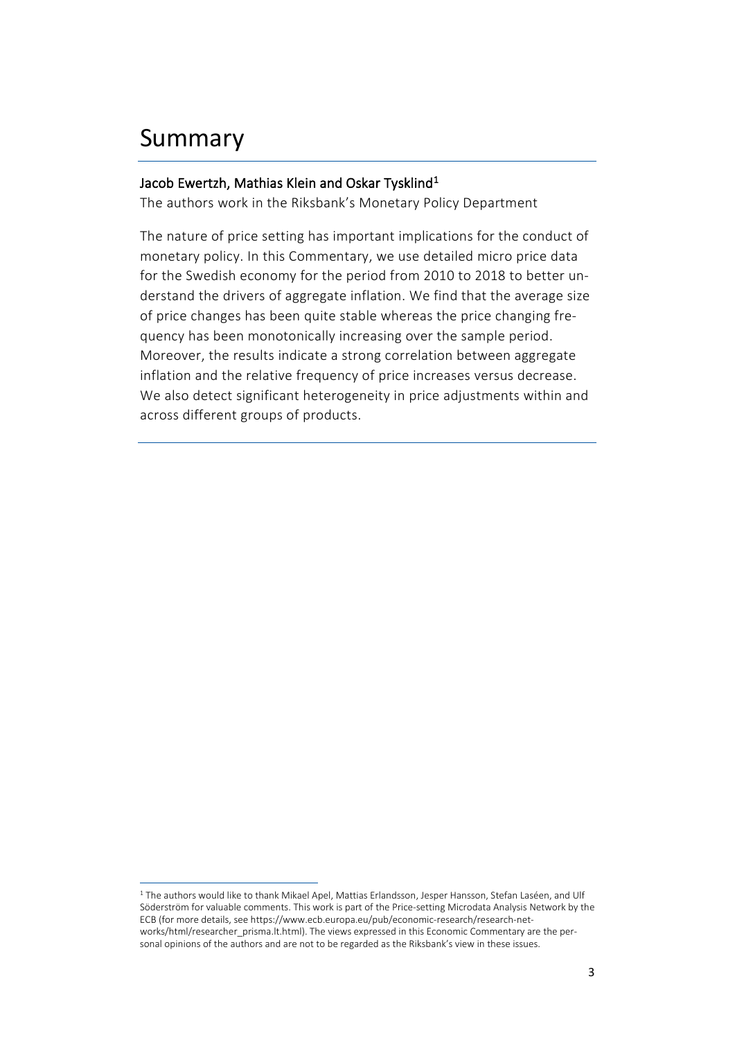# Summary

**Jacob Ewertzh, Mathias Klein and Oskar Tysklind**[1]

The authors work in the Riksbank's Monetary Policy Department

The nature of price setting has important implications for the conduct of monetary policy. In this Commentary, we use detailed micro price data for the Swedish economy for the period from 2010 to 2018 to better understand the drivers of aggregate inflation. We find that the average size of price changes has been quite stable whereas the price changing frequency has been monotonically increasing over the sample period. Moreover, the results indicate a strong correlation between aggregate inflation and the relative frequency of price increases versus decrease. We also detect significant heterogeneity in price adjustments within and across different groups of products.

---

[1] The authors would like to thank Mikael Apel, Mattias Erlandsson, Jesper Hansson, Stefan Laséen, and Ulf Söderström for valuable comments. This work is part of the Price-setting Microdata Analysis Network by the ECB (for more details, see https://www.ecb.europa.eu/pub/economic-research/research-networks/html/researcher_prisma.lt.html). The views expressed in this Economic Commentary are the personal opinions of the authors and are not to be regarded as the Riksbank's view in these issues.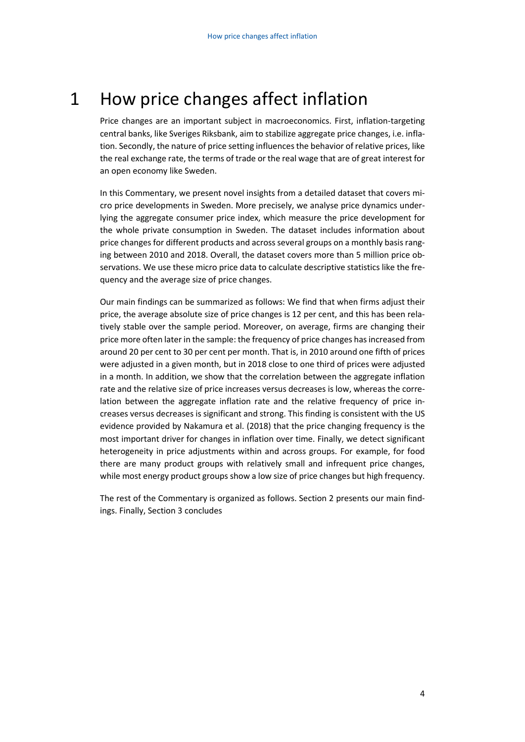# 1 How price changes affect inflation

Price changes are an important subject in macroeconomics. First, inflation-targeting central banks, like Sveriges Riksbank, aim to stabilize aggregate price changes, i.e. inflation. Secondly, the nature of price setting influences the behavior of relative prices, like the real exchange rate, the terms of trade or the real wage that are of great interest for an open economy like Sweden.

In this Commentary, we present novel insights from a detailed dataset that covers micro price developments in Sweden. More precisely, we analyse price dynamics underlying the aggregate consumer price index, which measure the price development for the whole private consumption in Sweden. The dataset includes information about price changes for different products and across several groups on a monthly basis ranging between 2010 and 2018. Overall, the dataset covers more than 5 million price observations. We use these micro price data to calculate descriptive statistics like the frequency and the average size of price changes.

Our main findings can be summarized as follows: We find that when firms adjust their price, the average absolute size of price changes is 12 per cent, and this has been relatively stable over the sample period. Moreover, on average, firms are changing their price more often later in the sample: the frequency of price changes has increased from around 20 per cent to 30 per cent per month. That is, in 2010 around one fifth of prices were adjusted in a given month, but in 2018 close to one third of prices were adjusted in a month. In addition, we show that the correlation between the aggregate inflation rate and the relative size of price increases versus decreases is low, whereas the correlation between the aggregate inflation rate and the relative frequency of price increases versus decreases is significant and strong. This finding is consistent with the US evidence provided by Nakamura et al. (2018) that the price changing frequency is the most important driver for changes in inflation over time. Finally, we detect significant heterogeneity in price adjustments within and across groups. For example, for food there are many product groups with relatively small and infrequent price changes, while most energy product groups show a low size of price changes but high frequency.

The rest of the Commentary is organized as follows. Section 2 presents our main findings. Finally, Section 3 concludes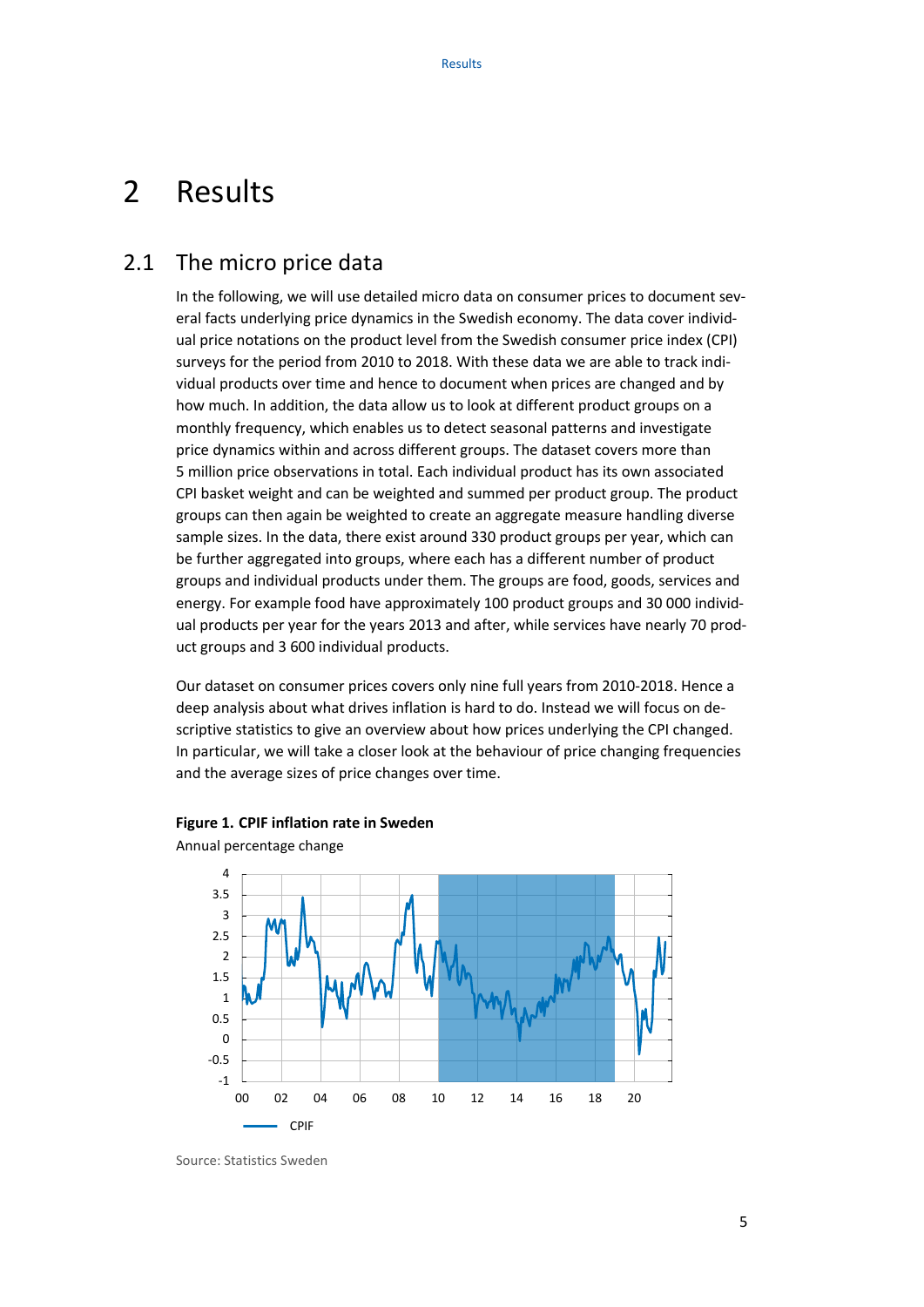# 2 Results

## 2.1 The micro price data

In the following, we will use detailed micro data on consumer prices to document several facts underlying price dynamics in the Swedish economy. The data cover individual price notations on the product level from the Swedish consumer price index (CPI) surveys for the period from 2010 to 2018. With these data we are able to track individual products over time and hence to document when prices are changed and by how much. In addition, the data allow us to look at different product groups on a monthly frequency, which enables us to detect seasonal patterns and investigate price dynamics within and across different groups. The dataset covers more than 5 million price observations in total. Each individual product has its own associated CPI basket weight and can be weighted and summed per product group. The product groups can then again be weighted to create an aggregate measure handling diverse sample sizes. In the data, there exist around 330 product groups per year, which can be further aggregated into groups, where each has a different number of product groups and individual products under them. The groups are food, goods, services and energy. For example food have approximately 100 product groups and 30 000 individual products per year for the years 2013 and after, while services have nearly 70 product groups and 3 600 individual products.

Our dataset on consumer prices covers only nine full years from 2010-2018. Hence a deep analysis about what drives inflation is hard to do. Instead we will focus on descriptive statistics to give an overview about how prices underlying the CPI changed. In particular, we will take a closer look at the behaviour of price changing frequencies and the average sizes of price changes over time.

**Figure 1. CPIF inflation rate in Sweden**

Annual percentage change

Source: Statistics Sweden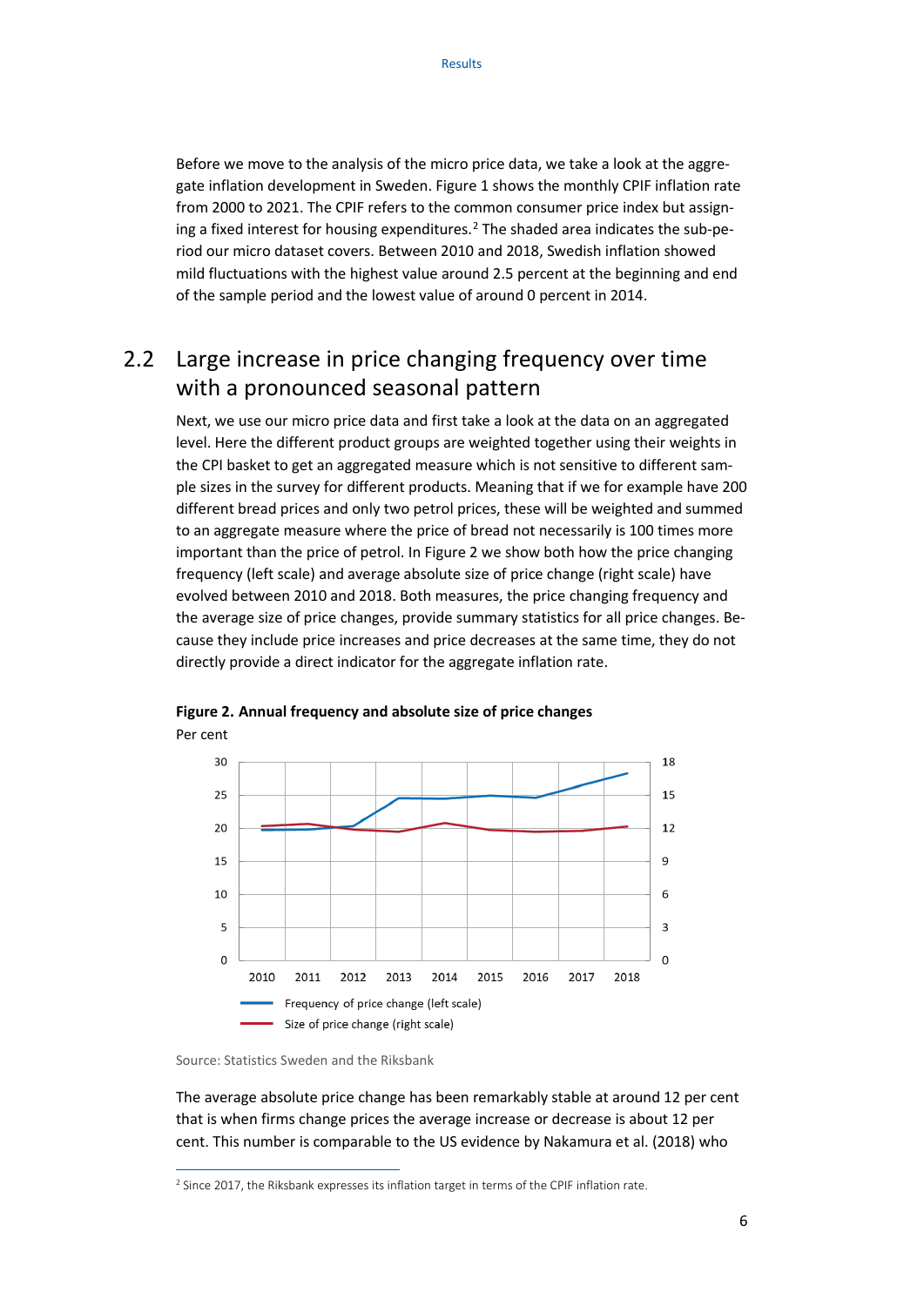Before we move to the analysis of the micro price data, we take a look at the aggregate inflation development in Sweden. Figure 1 shows the monthly CPIF inflation rate from 2000 to 2021. The CPIF refers to the common consumer price index but assigning a fixed interest for housing expenditures.[2] The shaded area indicates the sub-period our micro dataset covers. Between 2010 and 2018, Swedish inflation showed mild fluctuations with the highest value around 2.5 percent at the beginning and end of the sample period and the lowest value of around 0 percent in 2014.

## 2.2 Large increase in price changing frequency over time with a pronounced seasonal pattern

Next, we use our micro price data and first take a look at the data on an aggregated level. Here the different product groups are weighted together using their weights in the CPI basket to get an aggregated measure which is not sensitive to different sample sizes in the survey for different products. Meaning that if we for example have 200 different bread prices and only two petrol prices, these will be weighted and summed to an aggregate measure where the price of bread not necessarily is 100 times more important than the price of petrol. In Figure 2 we show both how the price changing frequency (left scale) and average absolute size of price change (right scale) have evolved between 2010 and 2018. Both measures, the price changing frequency and the average size of price changes, provide summary statistics for all price changes. Because they include price increases and price decreases at the same time, they do not directly provide a direct indicator for the aggregate inflation rate.

**Figure 2. Annual frequency and absolute size of price changes**

Per cent

Source: Statistics Sweden and the Riksbank

The average absolute price change has been remarkably stable at around 12 per cent that is when firms change prices the average increase or decrease is about 12 per cent. This number is comparable to the US evidence by Nakamura et al. (2018) who

[2] Since 2017, the Riksbank expresses its inflation target in terms of the CPIF inflation rate.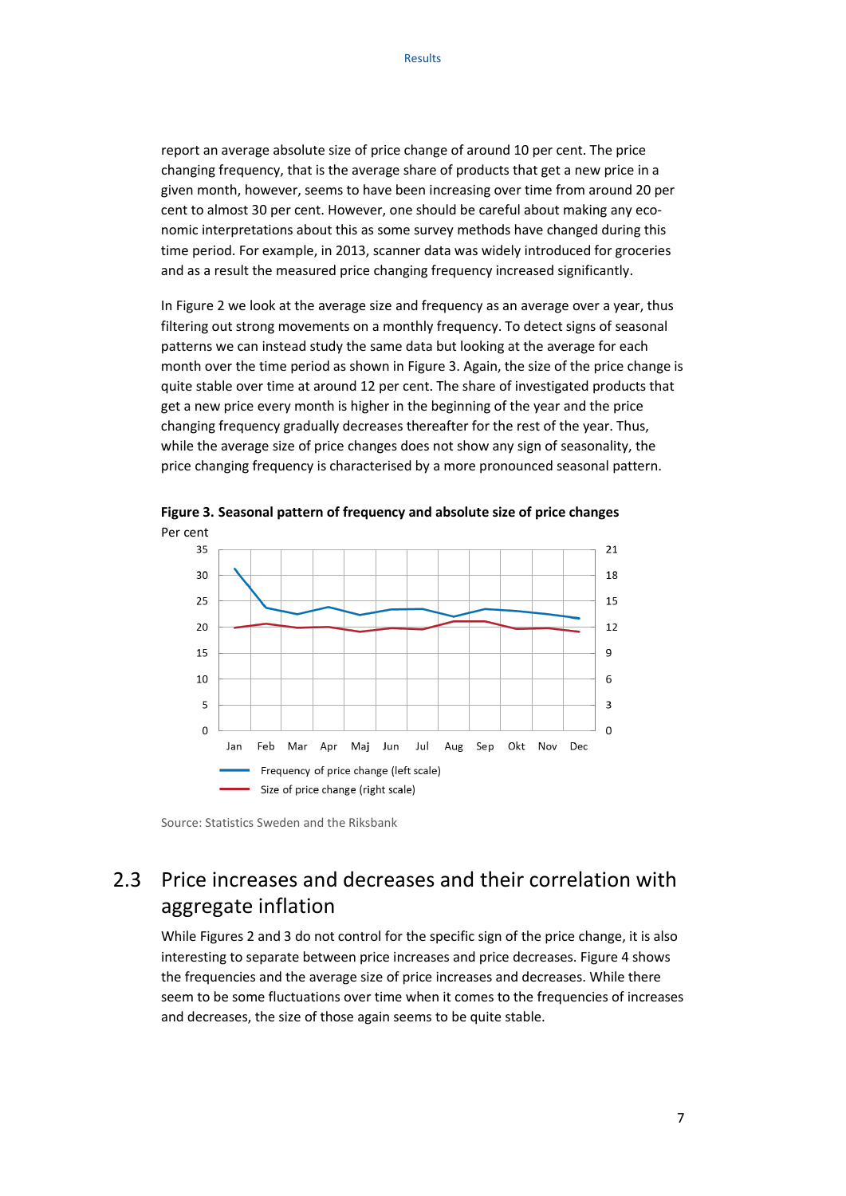report an average absolute size of price change of around 10 per cent. The price changing frequency, that is the average share of products that get a new price in a given month, however, seems to have been increasing over time from around 20 per cent to almost 30 per cent. However, one should be careful about making any economic interpretations about this as some survey methods have changed during this time period. For example, in 2013, scanner data was widely introduced for groceries and as a result the measured price changing frequency increased significantly.

In Figure 2 we look at the average size and frequency as an average over a year, thus filtering out strong movements on a monthly frequency. To detect signs of seasonal patterns we can instead study the same data but looking at the average for each month over the time period as shown in Figure 3. Again, the size of the price change is quite stable over time at around 12 per cent. The share of investigated products that get a new price every month is higher in the beginning of the year and the price changing frequency gradually decreases thereafter for the rest of the year. Thus, while the average size of price changes does not show any sign of seasonality, the price changing frequency is characterised by a more pronounced seasonal pattern.

**Figure 3. Seasonal pattern of frequency and absolute size of price changes**

Per cent

Source: Statistics Sweden and the Riksbank

## 2.3 Price increases and decreases and their correlation with aggregate inflation

While Figures 2 and 3 do not control for the specific sign of the price change, it is also interesting to separate between price increases and price decreases. Figure 4 shows the frequencies and the average size of price increases and decreases. While there seem to be some fluctuations over time when it comes to the frequencies of increases and decreases, the size of those again seems to be quite stable.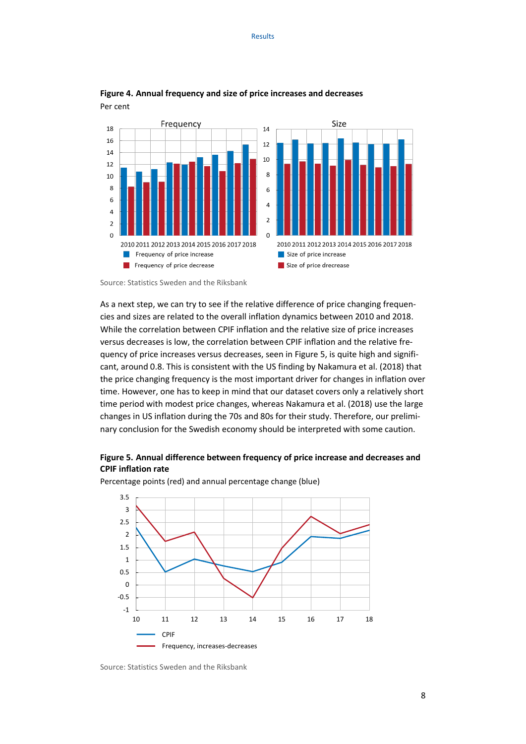**Figure 4. Annual frequency and size of price increases and decreases**

Per cent

Source: Statistics Sweden and the Riksbank

As a next step, we can try to see if the relative difference of price changing frequencies and sizes are related to the overall inflation dynamics between 2010 and 2018. While the correlation between CPIF inflation and the relative size of price increases versus decreases is low, the correlation between CPIF inflation and the relative frequency of price increases versus decreases, seen in Figure 5, is quite high and significant, around 0.8. This is consistent with the US finding by Nakamura et al. (2018) that the price changing frequency is the most important driver for changes in inflation over time. However, one has to keep in mind that our dataset covers only a relatively short time period with modest price changes, whereas Nakamura et al. (2018) use the large changes in US inflation during the 70s and 80s for their study. Therefore, our preliminary conclusion for the Swedish economy should be interpreted with some caution.

**Figure 5. Annual difference between frequency of price increase and decreases and CPIF inflation rate**

Percentage points (red) and annual percentage change (blue)

Source: Statistics Sweden and the Riksbank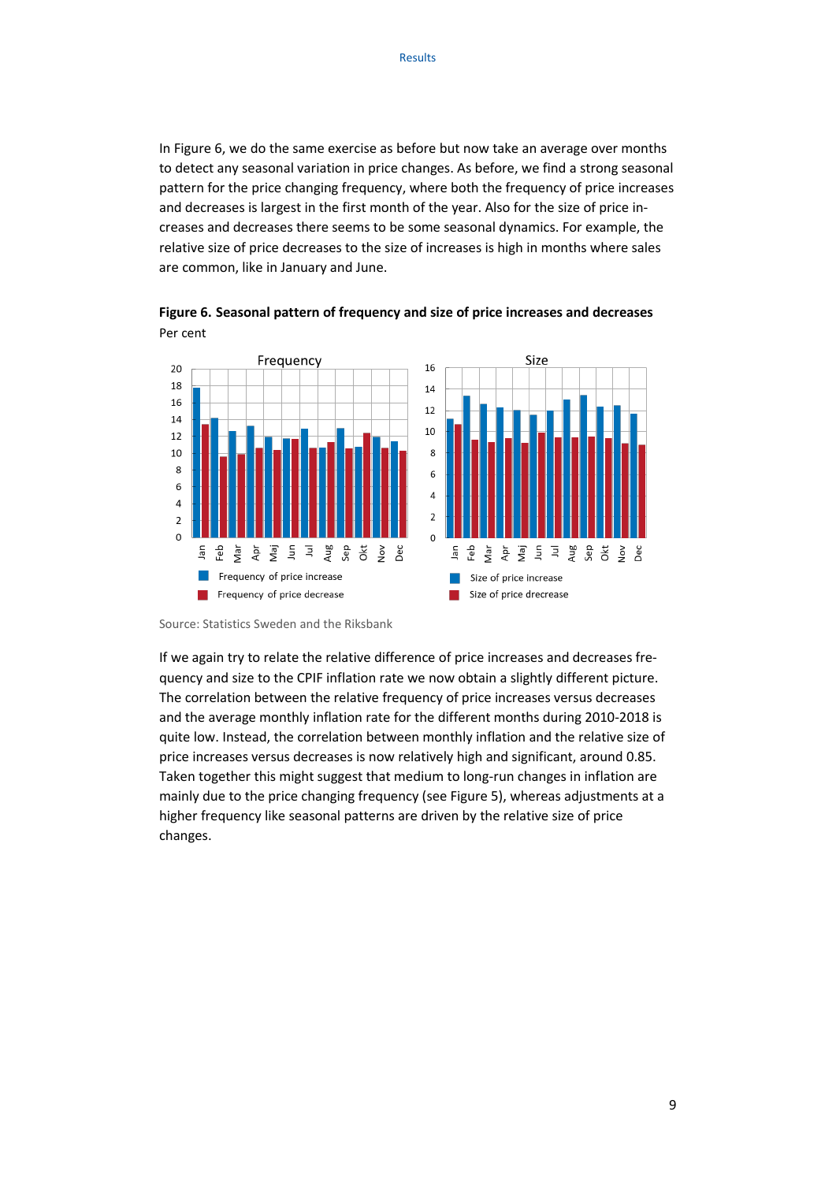In Figure 6, we do the same exercise as before but now take an average over months to detect any seasonal variation in price changes. As before, we find a strong seasonal pattern for the price changing frequency, where both the frequency of price increases and decreases is largest in the first month of the year. Also for the size of price increases and decreases there seems to be some seasonal dynamics. For example, the relative size of price decreases to the size of increases is high in months where sales are common, like in January and June.

**Figure 6. Seasonal pattern of frequency and size of price increases and decreases**
Per cent

Source: Statistics Sweden and the Riksbank

If we again try to relate the relative difference of price increases and decreases frequency and size to the CPIF inflation rate we now obtain a slightly different picture. The correlation between the relative frequency of price increases versus decreases and the average monthly inflation rate for the different months during 2010-2018 is quite low. Instead, the correlation between monthly inflation and the relative size of price increases versus decreases is now relatively high and significant, around 0.85. Taken together this might suggest that medium to long-run changes in inflation are mainly due to the price changing frequency (see Figure 5), whereas adjustments at a higher frequency like seasonal patterns are driven by the relative size of price changes.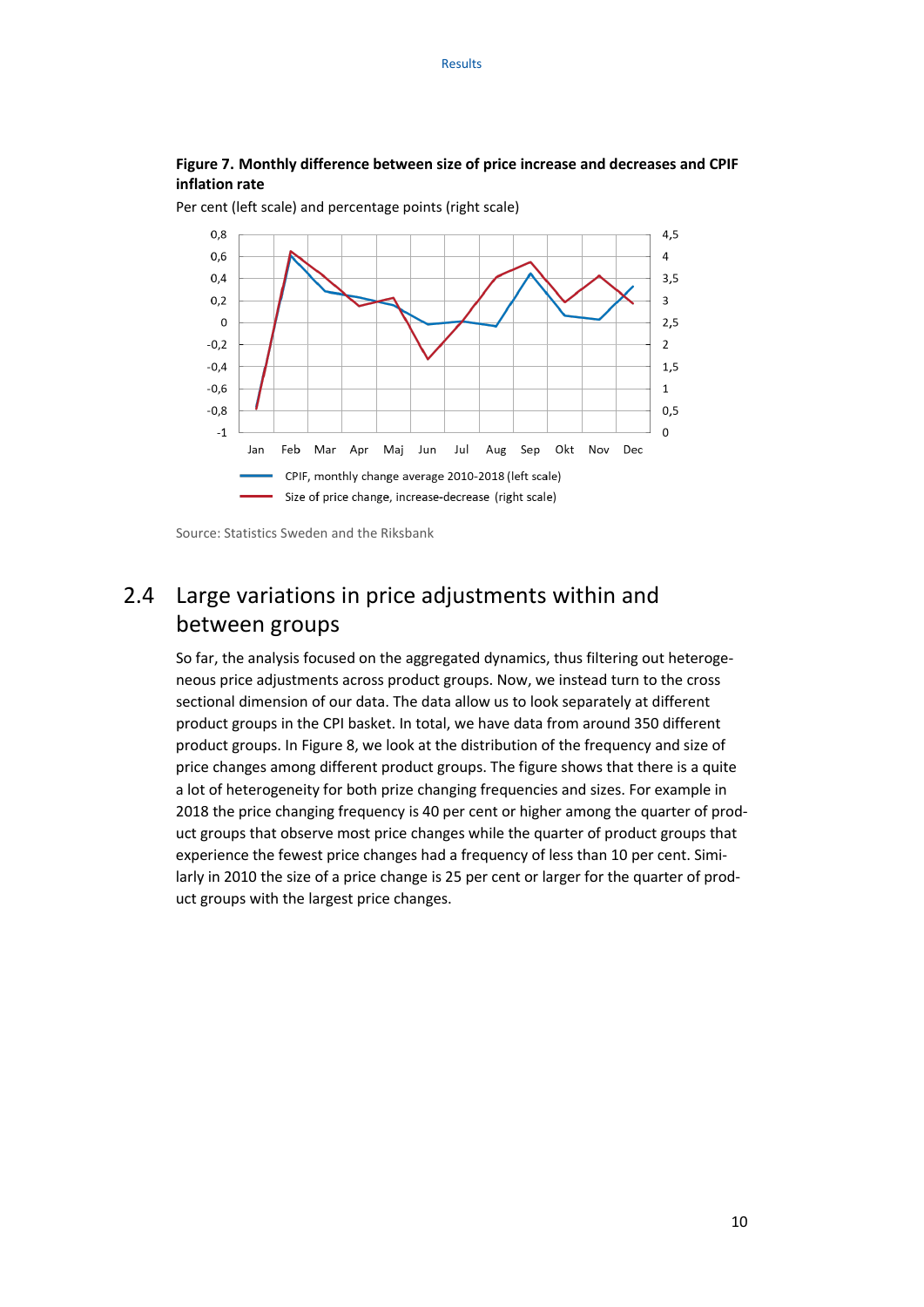**Figure 7. Monthly difference between size of price increase and decreases and CPIF inflation rate**

Per cent (left scale) and percentage points (right scale)

Source: Statistics Sweden and the Riksbank

## 2.4 Large variations in price adjustments within and between groups

So far, the analysis focused on the aggregated dynamics, thus filtering out heterogeneous price adjustments across product groups. Now, we instead turn to the cross sectional dimension of our data. The data allow us to look separately at different product groups in the CPI basket. In total, we have data from around 350 different product groups. In Figure 8, we look at the distribution of the frequency and size of price changes among different product groups. The figure shows that there is a quite a lot of heterogeneity for both prize changing frequencies and sizes. For example in 2018 the price changing frequency is 40 per cent or higher among the quarter of product groups that observe most price changes while the quarter of product groups that experience the fewest price changes had a frequency of less than 10 per cent. Similarly in 2010 the size of a price change is 25 per cent or larger for the quarter of product groups with the largest price changes.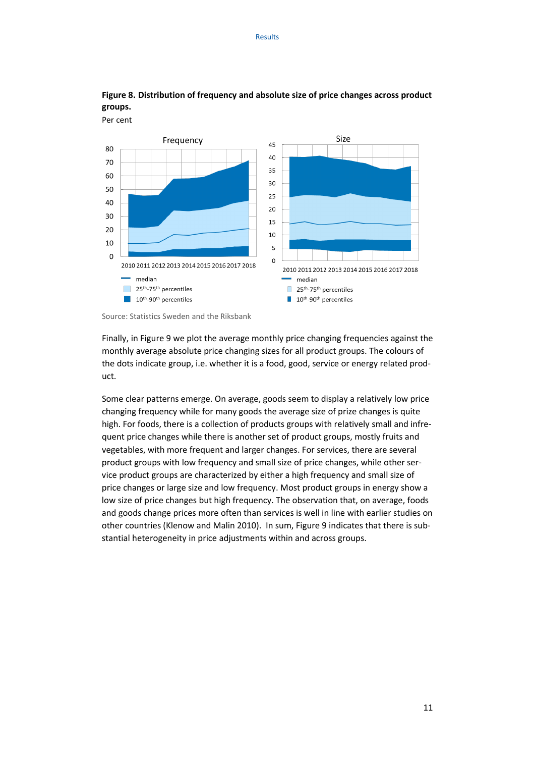**Figure 8. Distribution of frequency and absolute size of price changes across product groups.**

Per cent

Source: Statistics Sweden and the Riksbank

Finally, in Figure 9 we plot the average monthly price changing frequencies against the monthly average absolute price changing sizes for all product groups. The colours of the dots indicate group, i.e. whether it is a food, good, service or energy related product.

Some clear patterns emerge. On average, goods seem to display a relatively low price changing frequency while for many goods the average size of prize changes is quite high. For foods, there is a collection of products groups with relatively small and infrequent price changes while there is another set of product groups, mostly fruits and vegetables, with more frequent and larger changes. For services, there are several product groups with low frequency and small size of price changes, while other service product groups are characterized by either a high frequency and small size of price changes or large size and low frequency. Most product groups in energy show a low size of price changes but high frequency. The observation that, on average, foods and goods change prices more often than services is well in line with earlier studies on other countries (Klenow and Malin 2010). In sum, Figure 9 indicates that there is substantial heterogeneity in price adjustments within and across groups.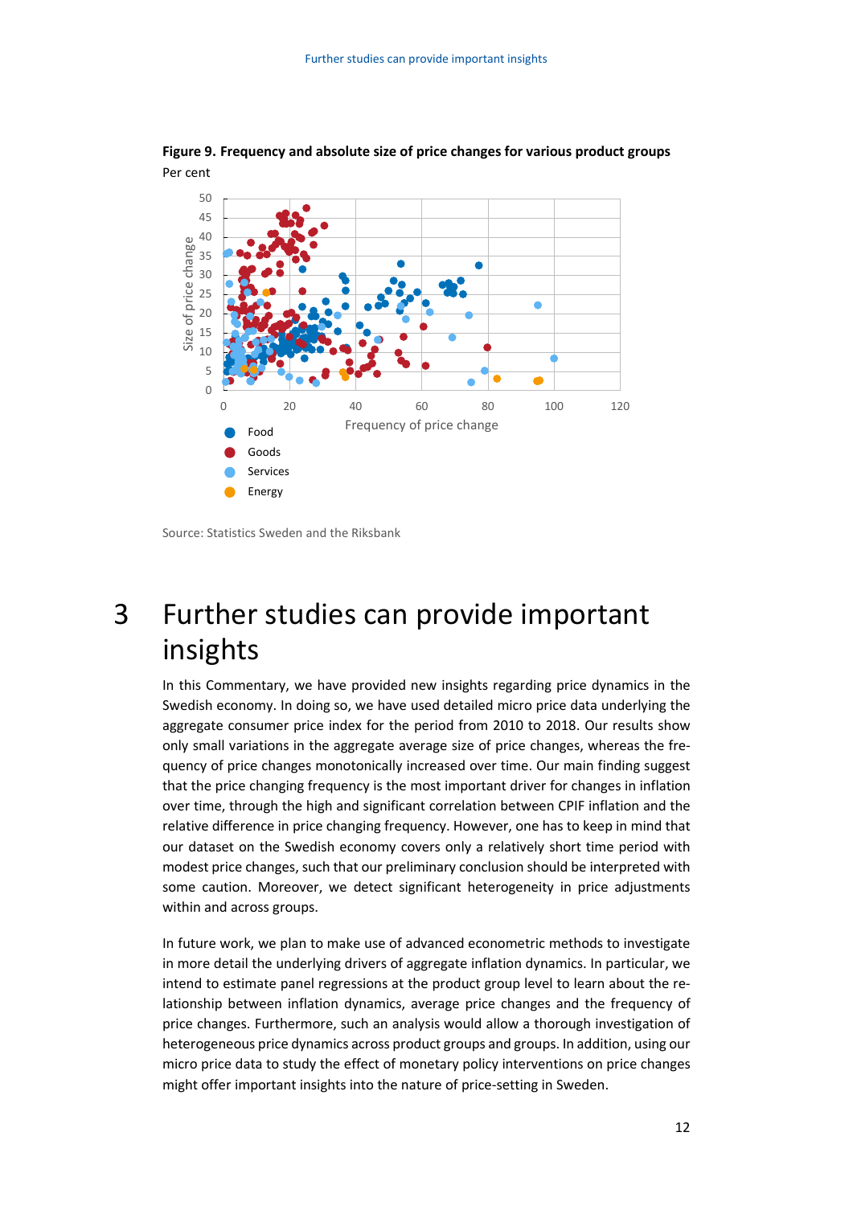**Figure 9. Frequency and absolute size of price changes for various product groups**

Per cent

Source: Statistics Sweden and the Riksbank

# 3 Further studies can provide important insights

In this Commentary, we have provided new insights regarding price dynamics in the Swedish economy. In doing so, we have used detailed micro price data underlying the aggregate consumer price index for the period from 2010 to 2018. Our results show only small variations in the aggregate average size of price changes, whereas the frequency of price changes monotonically increased over time. Our main finding suggest that the price changing frequency is the most important driver for changes in inflation over time, through the high and significant correlation between CPIF inflation and the relative difference in price changing frequency. However, one has to keep in mind that our dataset on the Swedish economy covers only a relatively short time period with modest price changes, such that our preliminary conclusion should be interpreted with some caution. Moreover, we detect significant heterogeneity in price adjustments within and across groups.

In future work, we plan to make use of advanced econometric methods to investigate in more detail the underlying drivers of aggregate inflation dynamics. In particular, we intend to estimate panel regressions at the product group level to learn about the relationship between inflation dynamics, average price changes and the frequency of price changes. Furthermore, such an analysis would allow a thorough investigation of heterogeneous price dynamics across product groups and groups. In addition, using our micro price data to study the effect of monetary policy interventions on price changes might offer important insights into the nature of price-setting in Sweden.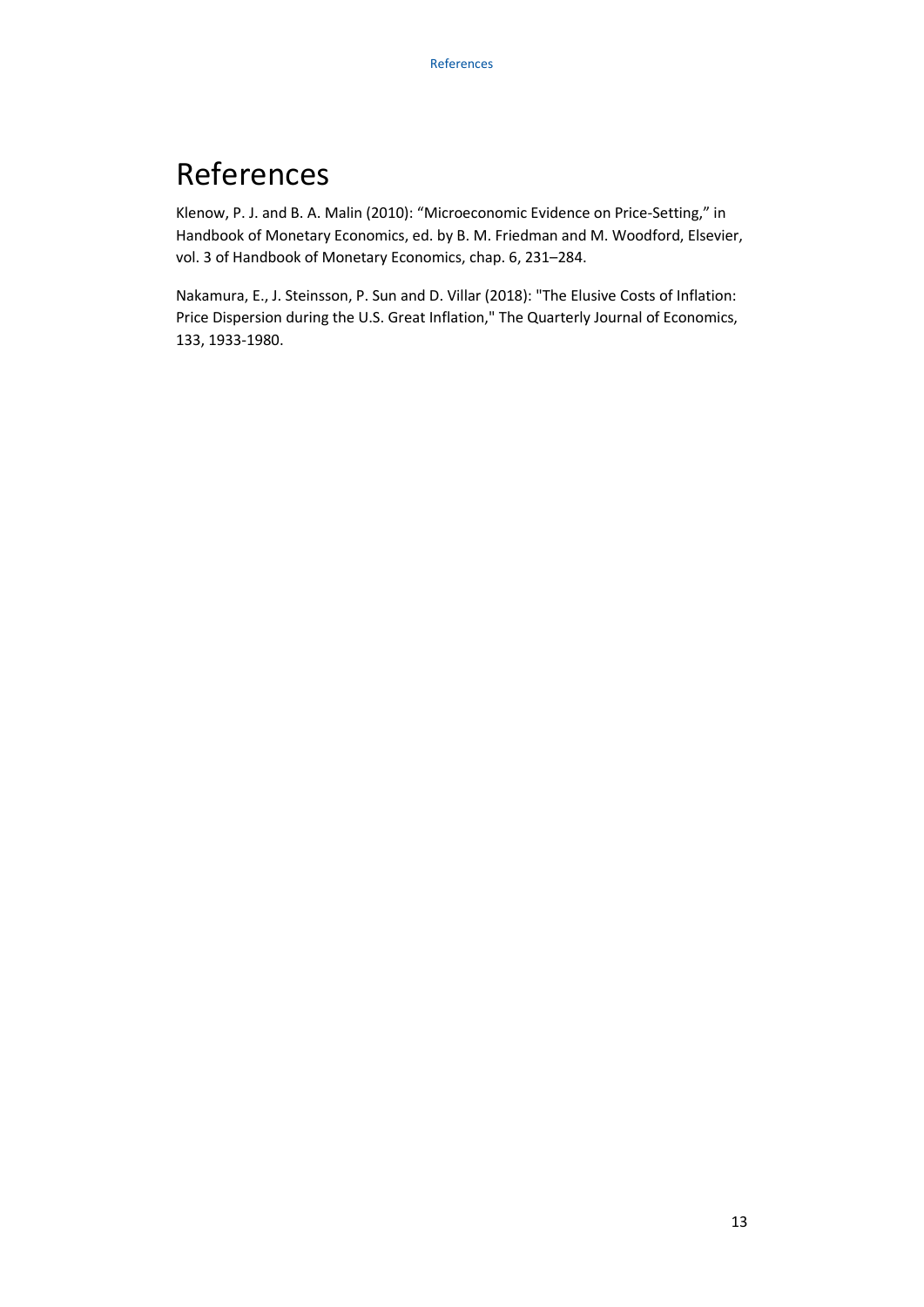# References

Klenow, P. J. and B. A. Malin (2010): "Microeconomic Evidence on Price-Setting," in Handbook of Monetary Economics, ed. by B. M. Friedman and M. Woodford, Elsevier, vol. 3 of Handbook of Monetary Economics, chap. 6, 231–284.

Nakamura, E., J. Steinsson, P. Sun and D. Villar (2018): "The Elusive Costs of Inflation: Price Dispersion during the U.S. Great Inflation," The Quarterly Journal of Economics, 133, 1933-1980.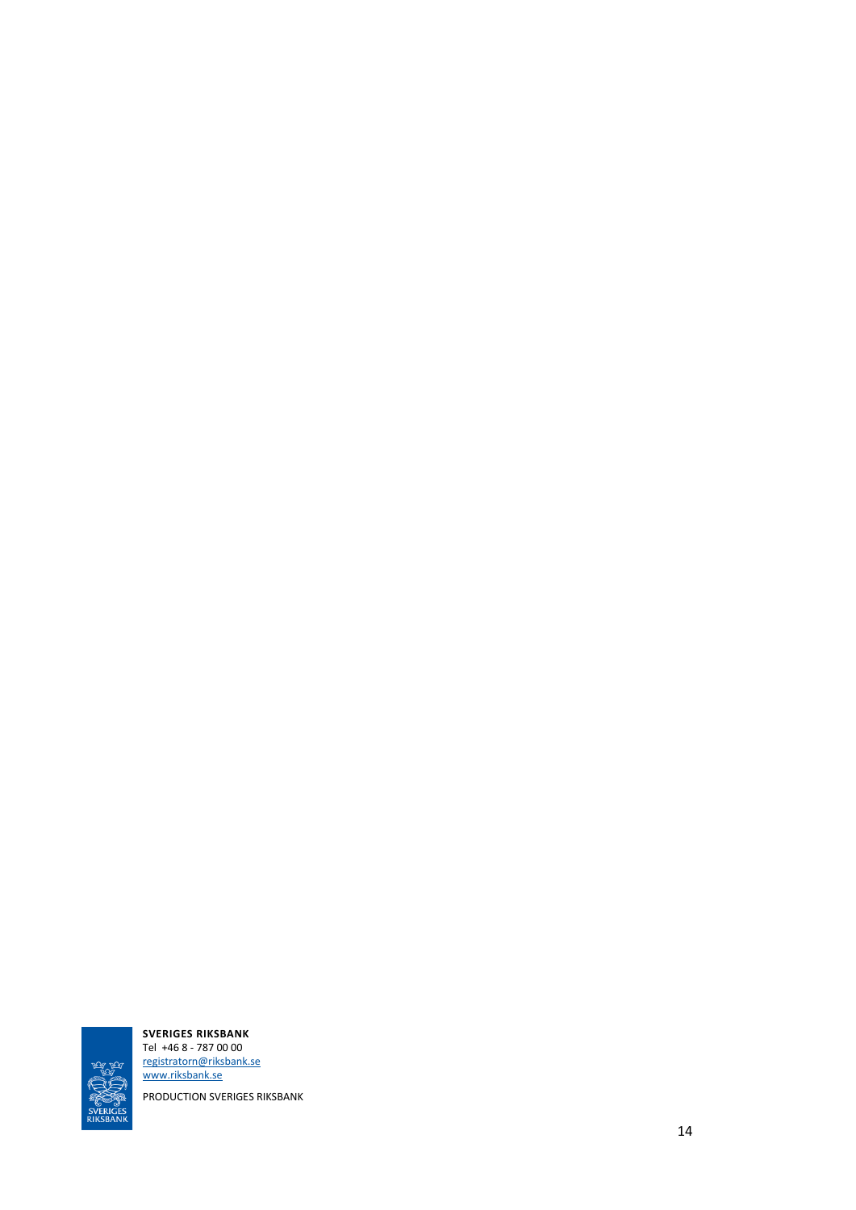**SVERIGES RIKSBANK**
Tel +46 8 - 787 00 00
registratorn@riksbank.se
www.riksbank.se

PRODUCTION SVERIGES RIKSBANK